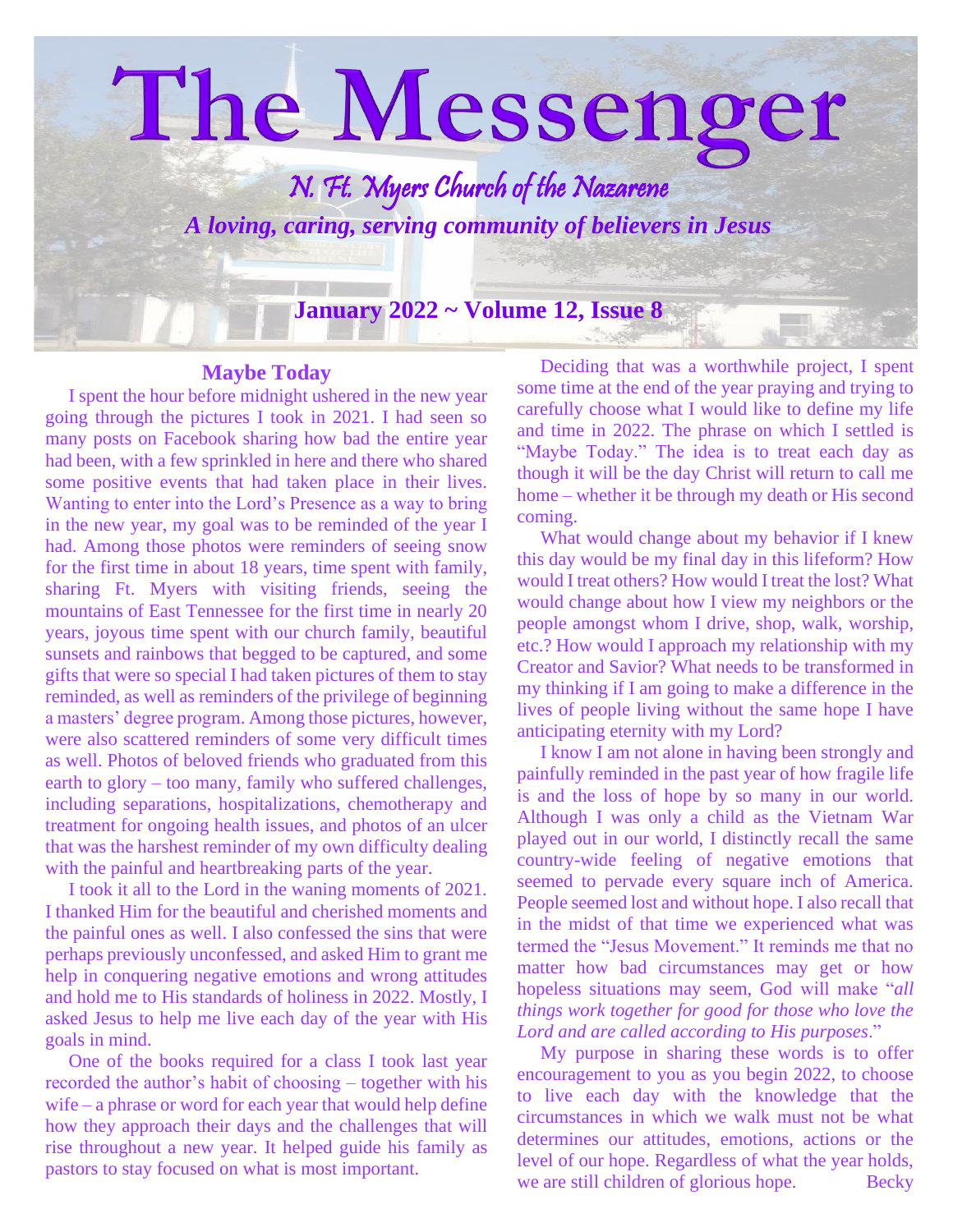# The Messenger

## N. Ft. Myers Church of the Nazarene

***A loving, caring, serving community of believers in Jesus***

**January 2022 ~ Volume 12, Issue 8**

### Maybe Today

I spent the hour before midnight ushered in the new year going through the pictures I took in 2021. I had seen so many posts on Facebook sharing how bad the entire year had been, with a few sprinkled in here and there who shared some positive events that had taken place in their lives. Wanting to enter into the Lord's Presence as a way to bring in the new year, my goal was to be reminded of the year I had. Among those photos were reminders of seeing snow for the first time in about 18 years, time spent with family, sharing Ft. Myers with visiting friends, seeing the mountains of East Tennessee for the first time in nearly 20 years, joyous time spent with our church family, beautiful sunsets and rainbows that begged to be captured, and some gifts that were so special I had taken pictures of them to stay reminded, as well as reminders of the privilege of beginning a masters' degree program. Among those pictures, however, were also scattered reminders of some very difficult times as well. Photos of beloved friends who graduated from this earth to glory – too many, family who suffered challenges, including separations, hospitalizations, chemotherapy and treatment for ongoing health issues, and photos of an ulcer that was the harshest reminder of my own difficulty dealing with the painful and heartbreaking parts of the year.

I took it all to the Lord in the waning moments of 2021. I thanked Him for the beautiful and cherished moments and the painful ones as well. I also confessed the sins that were perhaps previously unconfessed, and asked Him to grant me help in conquering negative emotions and wrong attitudes and hold me to His standards of holiness in 2022. Mostly, I asked Jesus to help me live each day of the year with His goals in mind.

One of the books required for a class I took last year recorded the author's habit of choosing – together with his wife – a phrase or word for each year that would help define how they approach their days and the challenges that will rise throughout a new year. It helped guide his family as pastors to stay focused on what is most important.

Deciding that was a worthwhile project, I spent some time at the end of the year praying and trying to carefully choose what I would like to define my life and time in 2022. The phrase on which I settled is "Maybe Today." The idea is to treat each day as though it will be the day Christ will return to call me home – whether it be through my death or His second coming.

What would change about my behavior if I knew this day would be my final day in this lifeform? How would I treat others? How would I treat the lost? What would change about how I view my neighbors or the people amongst whom I drive, shop, walk, worship, etc.? How would I approach my relationship with my Creator and Savior? What needs to be transformed in my thinking if I am going to make a difference in the lives of people living without the same hope I have anticipating eternity with my Lord?

I know I am not alone in having been strongly and painfully reminded in the past year of how fragile life is and the loss of hope by so many in our world. Although I was only a child as the Vietnam War played out in our world, I distinctly recall the same country-wide feeling of negative emotions that seemed to pervade every square inch of America. People seemed lost and without hope. I also recall that in the midst of that time we experienced what was termed the "Jesus Movement." It reminds me that no matter how bad circumstances may get or how hopeless situations may seem, God will make "*all things work together for good for those who love the Lord and are called according to His purposes*."

My purpose in sharing these words is to offer encouragement to you as you begin 2022, to choose to live each day with the knowledge that the circumstances in which we walk must not be what determines our attitudes, emotions, actions or the level of our hope. Regardless of what the year holds, we are still children of glorious hope. Becky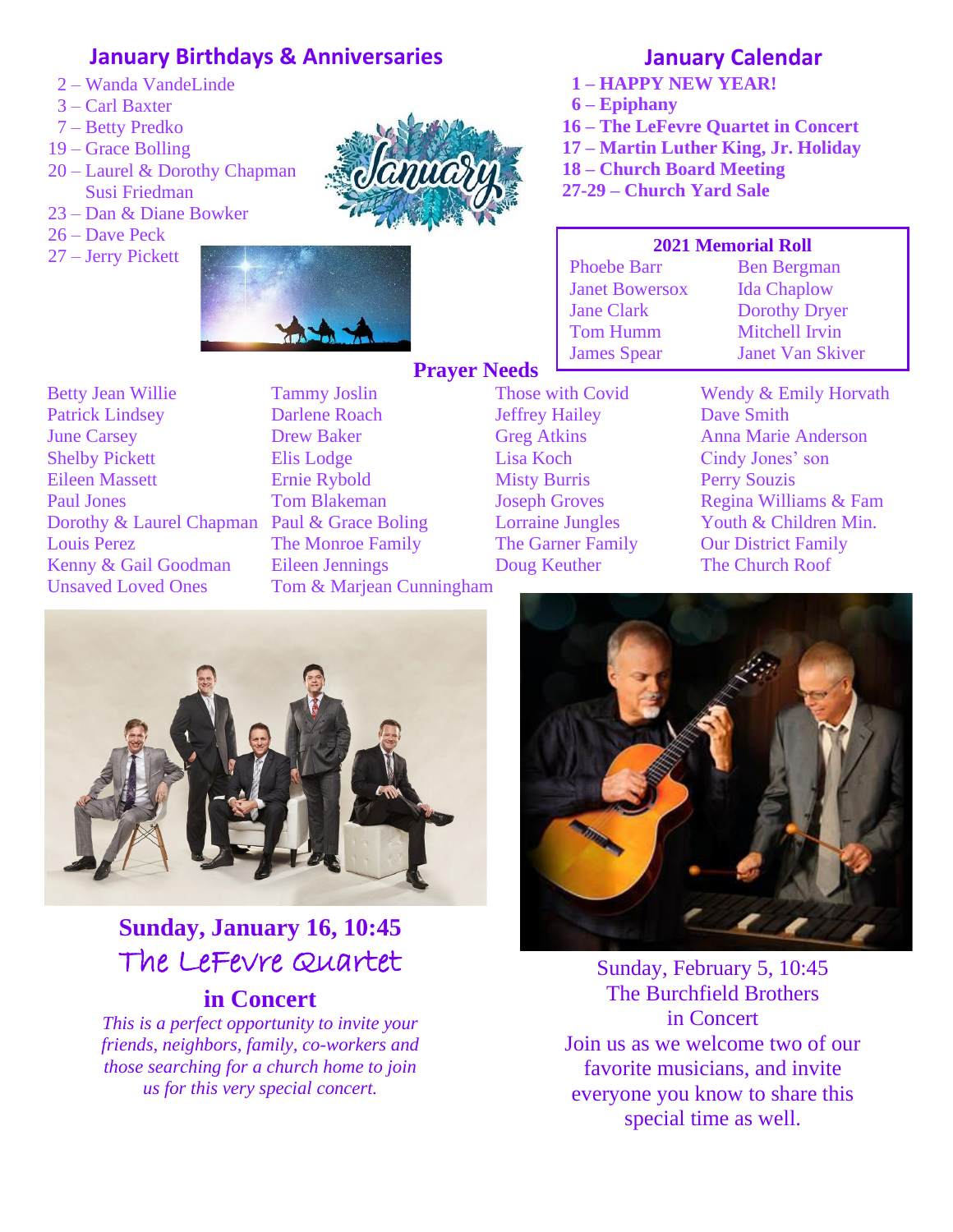## January Birthdays & Anniversaries

2 – Wanda VandeLinde
3 – Carl Baxter
7 – Betty Predko
19 – Grace Bolling
20 – Laurel & Dorothy Chapman
    Susi Friedman
23 – Dan & Diane Bowker
26 – Dave Peck
27 – Jerry Pickett

## January Calendar

**1 – HAPPY NEW YEAR!**
**6 – Epiphany**
**16 – The LeFevre Quartet in Concert**
**17 – Martin Luther King, Jr. Holiday**
**18 – Church Board Meeting**
**27-29 – Church Yard Sale**

| **2021 Memorial Roll** | |
|---|---|
| Phoebe Barr | Ben Bergman |
| Janet Bowersox | Ida Chaplow |
| Jane Clark | Dorothy Dryer |
| Tom Humm | Mitchell Irvin |
| James Spear | Janet Van Skiver |

## Prayer Needs

| | | | |
|---|---|---|---|
| Betty Jean Willie | Tammy Joslin | Those with Covid | Wendy & Emily Horvath |
| Patrick Lindsey | Darlene Roach | Jeffrey Hailey | Dave Smith |
| June Carsey | Drew Baker | Greg Atkins | Anna Marie Anderson |
| Shelby Pickett | Elis Lodge | Lisa Koch | Cindy Jones' son |
| Eileen Massett | Ernie Rybold | Misty Burris | Perry Souzis |
| Paul Jones | Tom Blakeman | Joseph Groves | Regina Williams & Fam |
| Dorothy & Laurel Chapman | Paul & Grace Boling | Lorraine Jungles | Youth & Children Min. |
| Louis Perez | The Monroe Family | The Garner Family | Our District Family |
| Kenny & Gail Goodman | Eileen Jennings | Doug Keuther | The Church Roof |
| Unsaved Loved Ones | Tom & Marjean Cunningham | | |

**Sunday, January 16, 10:45**
The LeFevre Quartet
**in Concert**

*This is a perfect opportunity to invite your friends, neighbors, family, co-workers and those searching for a church home to join us for this very special concert.*

Sunday, February 5, 10:45
The Burchfield Brothers
in Concert
Join us as we welcome two of our favorite musicians, and invite everyone you know to share this special time as well.